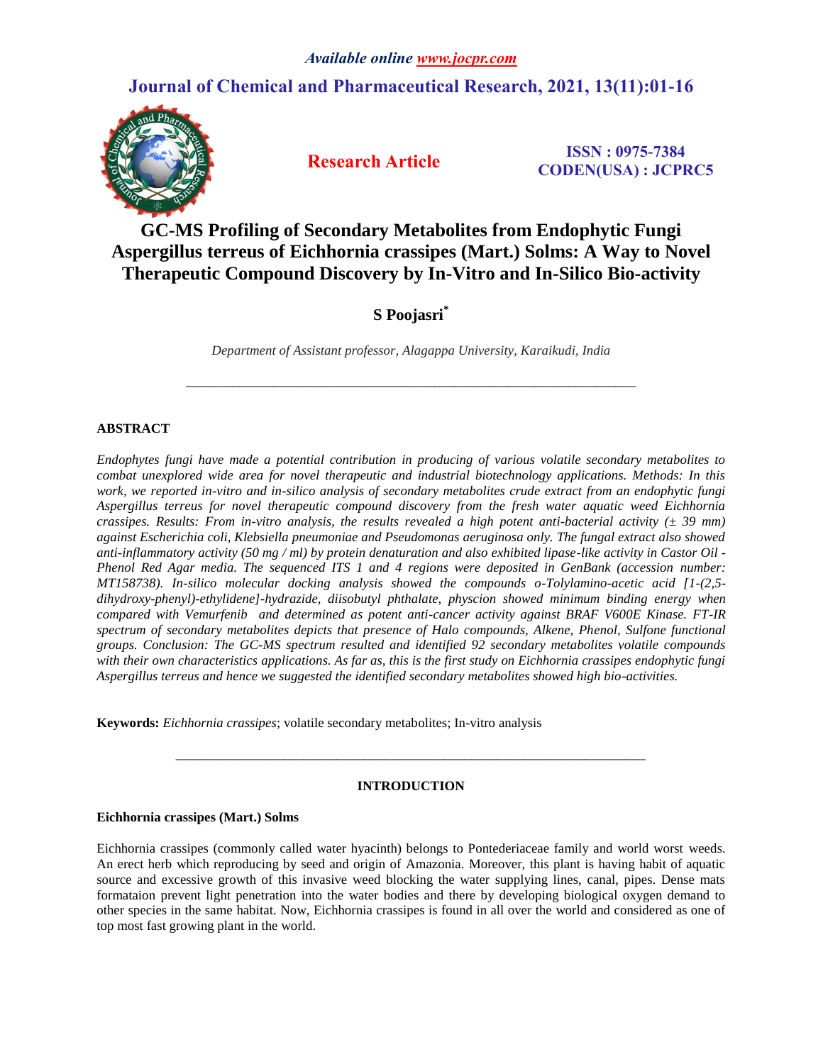# GC-MS Profiling of Secondary Metabolites from Endophytic Fungi Aspergillus terreus of Eichhornia crassipes (Mart.) Solms: A Way to Novel Therapeutic Compound Discovery by In-Vitro and In-Silico Bio-activity

**Research Article**

ISSN : 0975-7384
CODEN(USA) : JCPRC5

**S Poojasri***

*Department of Assistant professor, Alagappa University, Karaikudi, India*

---

## ABSTRACT

*Endophytes fungi have made a potential contribution in producing of various volatile secondary metabolites to combat unexplored wide area for novel therapeutic and industrial biotechnology applications. Methods: In this work, we reported in-vitro and in-silico analysis of secondary metabolites crude extract from an endophytic fungi Aspergillus terreus for novel therapeutic compound discovery from the fresh water aquatic weed Eichhornia crassipes. Results: From in-vitro analysis, the results revealed a high potent anti-bacterial activity (± 39 mm) against Escherichia coli, Klebsiella pneumoniae and Pseudomonas aeruginosa only. The fungal extract also showed anti-inflammatory activity (50 mg / ml) by protein denaturation and also exhibited lipase-like activity in Castor Oil - Phenol Red Agar media. The sequenced ITS 1 and 4 regions were deposited in GenBank (accession number: MT158738). In-silico molecular docking analysis showed the compounds o-Tolylamino-acetic acid [1-(2,5-dihydroxy-phenyl)-ethylidene]-hydrazide, diisobutyl phthalate, physcion showed minimum binding energy when compared with Vemurfenib and determined as potent anti-cancer activity against BRAF V600E Kinase. FT-IR spectrum of secondary metabolites depicts that presence of Halo compounds, Alkene, Phenol, Sulfone functional groups. Conclusion: The GC-MS spectrum resulted and identified 92 secondary metabolites volatile compounds with their own characteristics applications. As far as, this is the first study on Eichhornia crassipes endophytic fungi Aspergillus terreus and hence we suggested the identified secondary metabolites showed high bio-activities.*

**Keywords:** *Eichhornia crassipes*; volatile secondary metabolites; In-vitro analysis

---

## INTRODUCTION

### Eichhornia crassipes (Mart.) Solms

Eichhornia crassipes (commonly called water hyacinth) belongs to Pontederiaceae family and world worst weeds. An erect herb which reproducing by seed and origin of Amazonia. Moreover, this plant is having habit of aquatic source and excessive growth of this invasive weed blocking the water supplying lines, canal, pipes. Dense mats formataion prevent light penetration into the water bodies and there by developing biological oxygen demand to other species in the same habitat. Now, Eichhornia crassipes is found in all over the world and considered as one of top most fast growing plant in the world.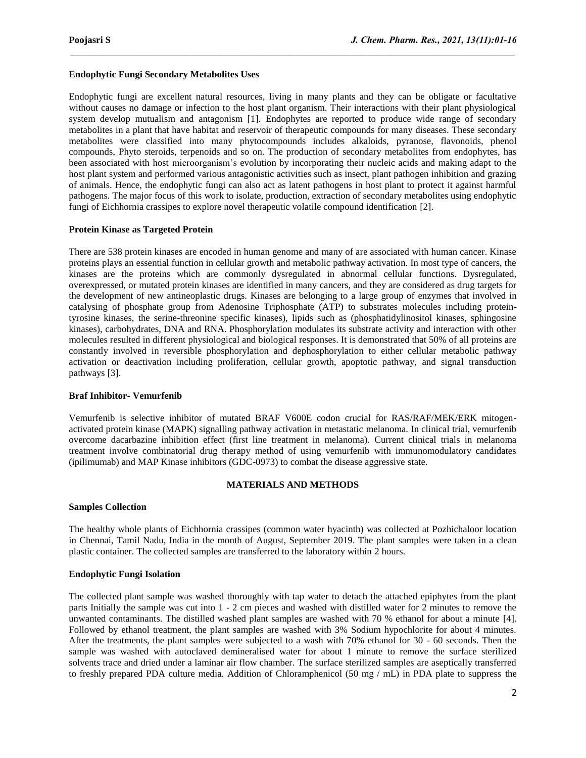### Endophytic Fungi Secondary Metabolites Uses

Endophytic fungi are excellent natural resources, living in many plants and they can be obligate or facultative without causes no damage or infection to the host plant organism. Their interactions with their plant physiological system develop mutualism and antagonism [1]. Endophytes are reported to produce wide range of secondary metabolites in a plant that have habitat and reservoir of therapeutic compounds for many diseases. These secondary metabolites were classified into many phytocompounds includes alkaloids, pyranose, flavonoids, phenol compounds, Phyto steroids, terpenoids and so on. The production of secondary metabolites from endophytes, has been associated with host microorganism's evolution by incorporating their nucleic acids and making adapt to the host plant system and performed various antagonistic activities such as insect, plant pathogen inhibition and grazing of animals. Hence, the endophytic fungi can also act as latent pathogens in host plant to protect it against harmful pathogens. The major focus of this work to isolate, production, extraction of secondary metabolites using endophytic fungi of Eichhornia crassipes to explore novel therapeutic volatile compound identification [2].

### Protein Kinase as Targeted Protein

There are 538 protein kinases are encoded in human genome and many of are associated with human cancer. Kinase proteins plays an essential function in cellular growth and metabolic pathway activation. In most type of cancers, the kinases are the proteins which are commonly dysregulated in abnormal cellular functions. Dysregulated, overexpressed, or mutated protein kinases are identified in many cancers, and they are considered as drug targets for the development of new antineoplastic drugs. Kinases are belonging to a large group of enzymes that involved in catalysing of phosphate group from Adenosine Triphosphate (ATP) to substrates molecules including protein-tyrosine kinases, the serine-threonine specific kinases), lipids such as (phosphatidylinositol kinases, sphingosine kinases), carbohydrates, DNA and RNA. Phosphorylation modulates its substrate activity and interaction with other molecules resulted in different physiological and biological responses. It is demonstrated that 50% of all proteins are constantly involved in reversible phosphorylation and dephosphorylation to either cellular metabolic pathway activation or deactivation including proliferation, cellular growth, apoptotic pathway, and signal transduction pathways [3].

### Braf Inhibitor- Vemurfenib

Vemurfenib is selective inhibitor of mutated BRAF V600E codon crucial for RAS/RAF/MEK/ERK mitogen-activated protein kinase (MAPK) signalling pathway activation in metastatic melanoma. In clinical trial, vemurfenib overcome dacarbazine inhibition effect (first line treatment in melanoma). Current clinical trials in melanoma treatment involve combinatorial drug therapy method of using vemurfenib with immunomodulatory candidates (ipilimumab) and MAP Kinase inhibitors (GDC-0973) to combat the disease aggressive state.

## MATERIALS AND METHODS

### Samples Collection

The healthy whole plants of Eichhornia crassipes (common water hyacinth) was collected at Pozhichaloor location in Chennai, Tamil Nadu, India in the month of August, September 2019. The plant samples were taken in a clean plastic container. The collected samples are transferred to the laboratory within 2 hours.

### Endophytic Fungi Isolation

The collected plant sample was washed thoroughly with tap water to detach the attached epiphytes from the plant parts Initially the sample was cut into 1 - 2 cm pieces and washed with distilled water for 2 minutes to remove the unwanted contaminants. The distilled washed plant samples are washed with 70 % ethanol for about a minute [4]. Followed by ethanol treatment, the plant samples are washed with 3% Sodium hypochlorite for about 4 minutes. After the treatments, the plant samples were subjected to a wash with 70% ethanol for 30 - 60 seconds. Then the sample was washed with autoclaved demineralised water for about 1 minute to remove the surface sterilized solvents trace and dried under a laminar air flow chamber. The surface sterilized samples are aseptically transferred to freshly prepared PDA culture media. Addition of Chloramphenicol (50 mg / mL) in PDA plate to suppress the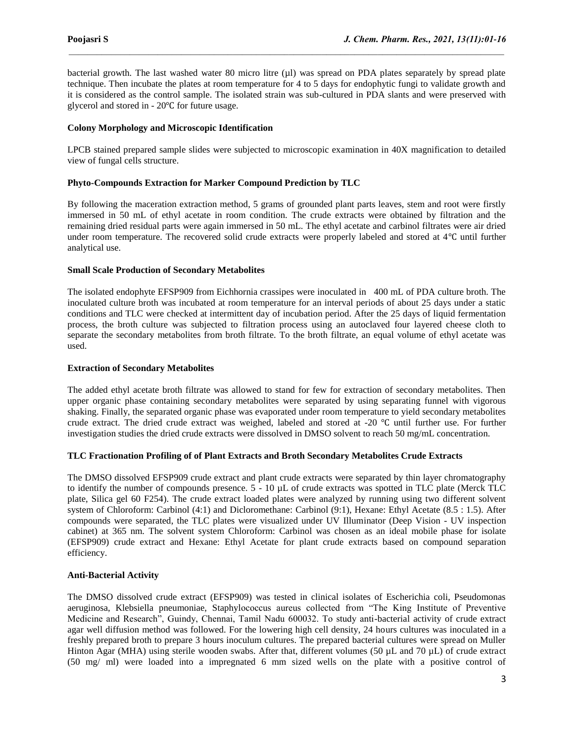bacterial growth. The last washed water 80 micro litre (µl) was spread on PDA plates separately by spread plate technique. Then incubate the plates at room temperature for 4 to 5 days for endophytic fungi to validate growth and it is considered as the control sample. The isolated strain was sub-cultured in PDA slants and were preserved with glycerol and stored in - 20℃ for future usage.

### Colony Morphology and Microscopic Identification

LPCB stained prepared sample slides were subjected to microscopic examination in 40X magnification to detailed view of fungal cells structure.

### Phyto-Compounds Extraction for Marker Compound Prediction by TLC

By following the maceration extraction method, 5 grams of grounded plant parts leaves, stem and root were firstly immersed in 50 mL of ethyl acetate in room condition. The crude extracts were obtained by filtration and the remaining dried residual parts were again immersed in 50 mL. The ethyl acetate and carbinol filtrates were air dried under room temperature. The recovered solid crude extracts were properly labeled and stored at 4℃ until further analytical use.

### Small Scale Production of Secondary Metabolites

The isolated endophyte EFSP909 from Eichhornia crassipes were inoculated in 400 mL of PDA culture broth. The inoculated culture broth was incubated at room temperature for an interval periods of about 25 days under a static conditions and TLC were checked at intermittent day of incubation period. After the 25 days of liquid fermentation process, the broth culture was subjected to filtration process using an autoclaved four layered cheese cloth to separate the secondary metabolites from broth filtrate. To the broth filtrate, an equal volume of ethyl acetate was used.

### Extraction of Secondary Metabolites

The added ethyl acetate broth filtrate was allowed to stand for few for extraction of secondary metabolites. Then upper organic phase containing secondary metabolites were separated by using separating funnel with vigorous shaking. Finally, the separated organic phase was evaporated under room temperature to yield secondary metabolites crude extract. The dried crude extract was weighed, labeled and stored at -20 ℃ until further use. For further investigation studies the dried crude extracts were dissolved in DMSO solvent to reach 50 mg/mL concentration.

### TLC Fractionation Profiling of of Plant Extracts and Broth Secondary Metabolites Crude Extracts

The DMSO dissolved EFSP909 crude extract and plant crude extracts were separated by thin layer chromatography to identify the number of compounds presence. 5 - 10 µL of crude extracts was spotted in TLC plate (Merck TLC plate, Silica gel 60 F254). The crude extract loaded plates were analyzed by running using two different solvent system of Chloroform: Carbinol (4:1) and Dicloromethane: Carbinol (9:1), Hexane: Ethyl Acetate (8.5 : 1.5). After compounds were separated, the TLC plates were visualized under UV Illuminator (Deep Vision - UV inspection cabinet) at 365 nm. The solvent system Chloroform: Carbinol was chosen as an ideal mobile phase for isolate (EFSP909) crude extract and Hexane: Ethyl Acetate for plant crude extracts based on compound separation efficiency.

### Anti-Bacterial Activity

The DMSO dissolved crude extract (EFSP909) was tested in clinical isolates of Escherichia coli, Pseudomonas aeruginosa, Klebsiella pneumoniae, Staphylococcus aureus collected from "The King Institute of Preventive Medicine and Research", Guindy, Chennai, Tamil Nadu 600032. To study anti-bacterial activity of crude extract agar well diffusion method was followed. For the lowering high cell density, 24 hours cultures was inoculated in a freshly prepared broth to prepare 3 hours inoculum cultures. The prepared bacterial cultures were spread on Muller Hinton Agar (MHA) using sterile wooden swabs. After that, different volumes (50 µL and 70 µL) of crude extract (50 mg/ ml) were loaded into a impregnated 6 mm sized wells on the plate with a positive control of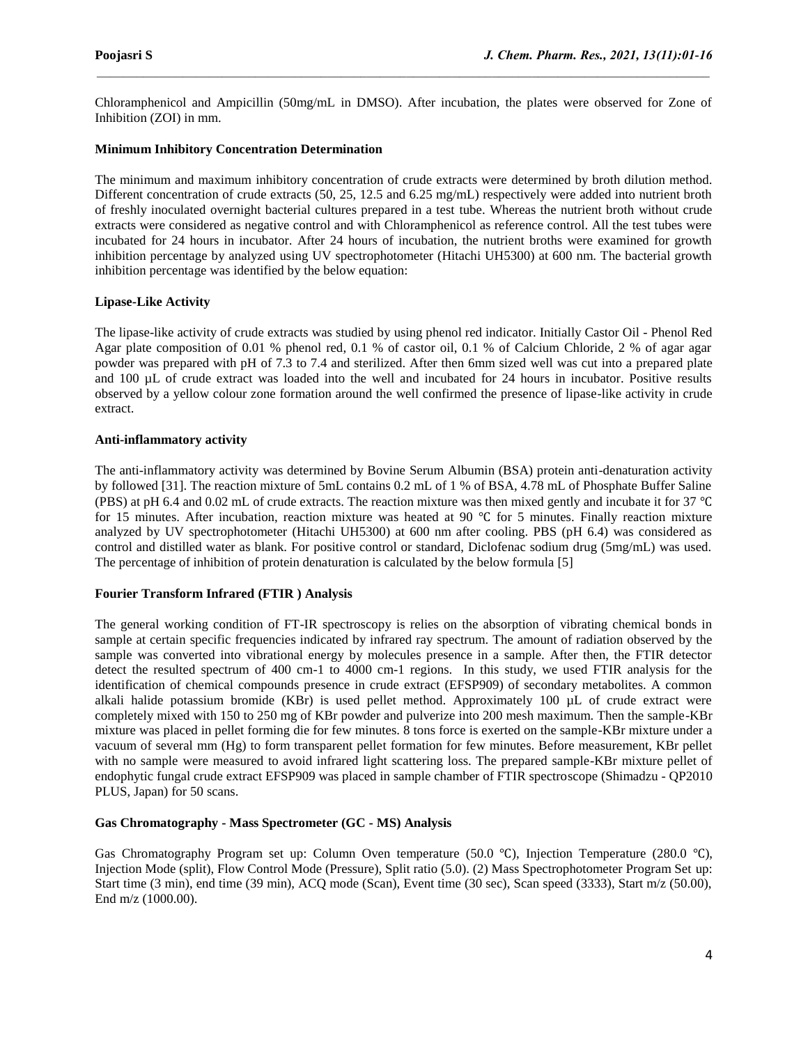Chloramphenicol and Ampicillin (50mg/mL in DMSO). After incubation, the plates were observed for Zone of Inhibition (ZOI) in mm.

**Minimum Inhibitory Concentration Determination**

The minimum and maximum inhibitory concentration of crude extracts were determined by broth dilution method. Different concentration of crude extracts (50, 25, 12.5 and 6.25 mg/mL) respectively were added into nutrient broth of freshly inoculated overnight bacterial cultures prepared in a test tube. Whereas the nutrient broth without crude extracts were considered as negative control and with Chloramphenicol as reference control. All the test tubes were incubated for 24 hours in incubator. After 24 hours of incubation, the nutrient broths were examined for growth inhibition percentage by analyzed using UV spectrophotometer (Hitachi UH5300) at 600 nm. The bacterial growth inhibition percentage was identified by the below equation:

**Lipase-Like Activity**

The lipase-like activity of crude extracts was studied by using phenol red indicator. Initially Castor Oil - Phenol Red Agar plate composition of 0.01 % phenol red, 0.1 % of castor oil, 0.1 % of Calcium Chloride, 2 % of agar agar powder was prepared with pH of 7.3 to 7.4 and sterilized. After then 6mm sized well was cut into a prepared plate and 100 µL of crude extract was loaded into the well and incubated for 24 hours in incubator. Positive results observed by a yellow colour zone formation around the well confirmed the presence of lipase-like activity in crude extract.

**Anti-inflammatory activity**

The anti-inflammatory activity was determined by Bovine Serum Albumin (BSA) protein anti-denaturation activity by followed [31]. The reaction mixture of 5mL contains 0.2 mL of 1 % of BSA, 4.78 mL of Phosphate Buffer Saline (PBS) at pH 6.4 and 0.02 mL of crude extracts. The reaction mixture was then mixed gently and incubate it for 37 ℃ for 15 minutes. After incubation, reaction mixture was heated at 90 ℃ for 5 minutes. Finally reaction mixture analyzed by UV spectrophotometer (Hitachi UH5300) at 600 nm after cooling. PBS (pH 6.4) was considered as control and distilled water as blank. For positive control or standard, Diclofenac sodium drug (5mg/mL) was used. The percentage of inhibition of protein denaturation is calculated by the below formula [5]

**Fourier Transform Infrared (FTIR ) Analysis**

The general working condition of FT-IR spectroscopy is relies on the absorption of vibrating chemical bonds in sample at certain specific frequencies indicated by infrared ray spectrum. The amount of radiation observed by the sample was converted into vibrational energy by molecules presence in a sample. After then, the FTIR detector detect the resulted spectrum of 400 cm-1 to 4000 cm-1 regions. In this study, we used FTIR analysis for the identification of chemical compounds presence in crude extract (EFSP909) of secondary metabolites. A common alkali halide potassium bromide (KBr) is used pellet method. Approximately 100 µL of crude extract were completely mixed with 150 to 250 mg of KBr powder and pulverize into 200 mesh maximum. Then the sample-KBr mixture was placed in pellet forming die for few minutes. 8 tons force is exerted on the sample-KBr mixture under a vacuum of several mm (Hg) to form transparent pellet formation for few minutes. Before measurement, KBr pellet with no sample were measured to avoid infrared light scattering loss. The prepared sample-KBr mixture pellet of endophytic fungal crude extract EFSP909 was placed in sample chamber of FTIR spectroscope (Shimadzu - QP2010 PLUS, Japan) for 50 scans.

**Gas Chromatography - Mass Spectrometer (GC - MS) Analysis**

Gas Chromatography Program set up: Column Oven temperature (50.0 ℃), Injection Temperature (280.0 ℃), Injection Mode (split), Flow Control Mode (Pressure), Split ratio (5.0). (2) Mass Spectrophotometer Program Set up: Start time (3 min), end time (39 min), ACQ mode (Scan), Event time (30 sec), Scan speed (3333), Start m/z (50.00), End m/z (1000.00).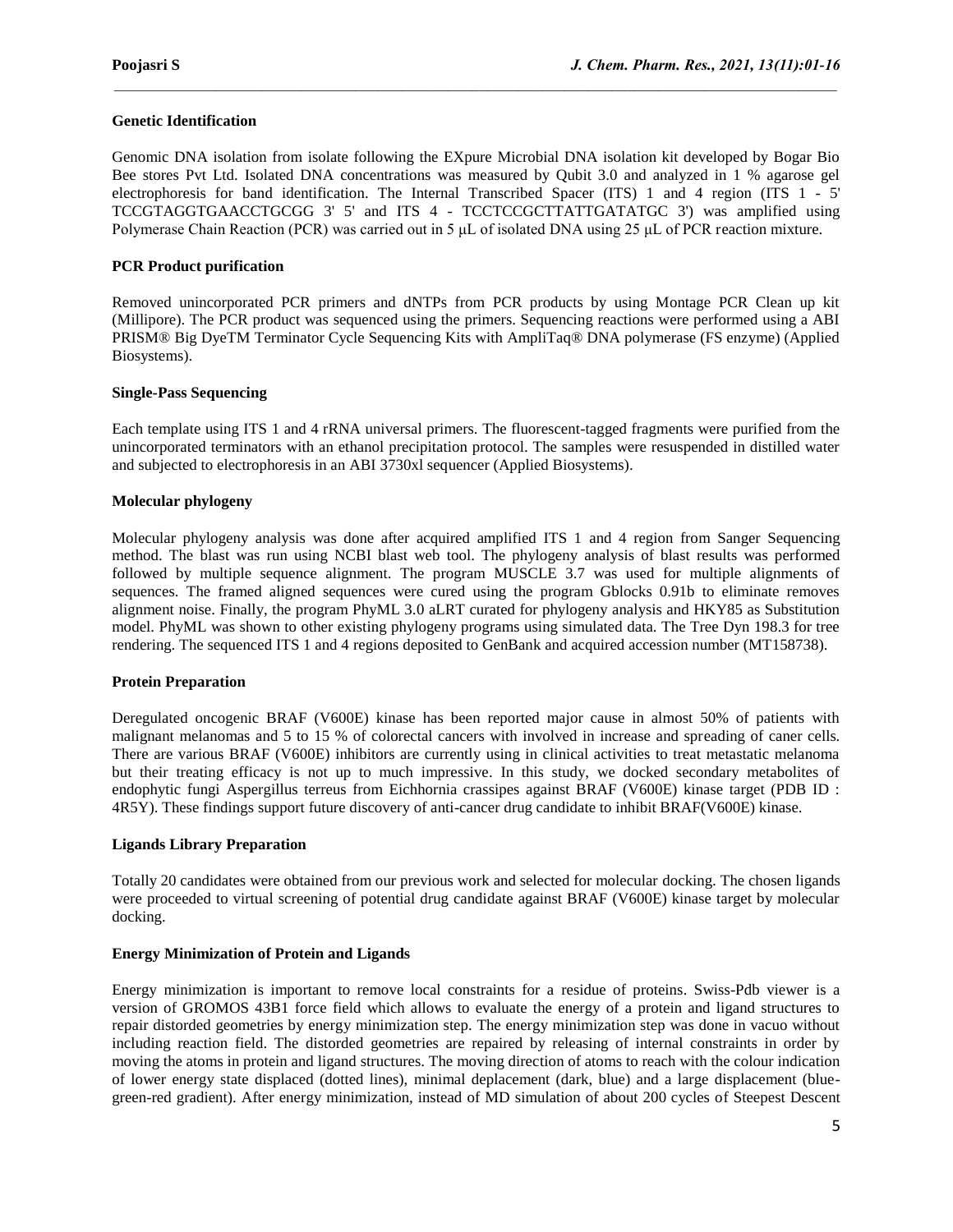### Genetic Identification

Genomic DNA isolation from isolate following the EXpure Microbial DNA isolation kit developed by Bogar Bio Bee stores Pvt Ltd. Isolated DNA concentrations was measured by Qubit 3.0 and analyzed in 1 % agarose gel electrophoresis for band identification. The Internal Transcribed Spacer (ITS) 1 and 4 region (ITS 1 - 5' TCCGTAGGTGAACCTGCGG 3' 5' and ITS 4 - TCCTCCGCTTATTGATATGC 3') was amplified using Polymerase Chain Reaction (PCR) was carried out in 5 μL of isolated DNA using 25 μL of PCR reaction mixture.

### PCR Product purification

Removed unincorporated PCR primers and dNTPs from PCR products by using Montage PCR Clean up kit (Millipore). The PCR product was sequenced using the primers. Sequencing reactions were performed using a ABI PRISM® Big DyeTM Terminator Cycle Sequencing Kits with AmpliTaq® DNA polymerase (FS enzyme) (Applied Biosystems).

### Single-Pass Sequencing

Each template using ITS 1 and 4 rRNA universal primers. The fluorescent-tagged fragments were purified from the unincorporated terminators with an ethanol precipitation protocol. The samples were resuspended in distilled water and subjected to electrophoresis in an ABI 3730xl sequencer (Applied Biosystems).

### Molecular phylogeny

Molecular phylogeny analysis was done after acquired amplified ITS 1 and 4 region from Sanger Sequencing method. The blast was run using NCBI blast web tool. The phylogeny analysis of blast results was performed followed by multiple sequence alignment. The program MUSCLE 3.7 was used for multiple alignments of sequences. The framed aligned sequences were cured using the program Gblocks 0.91b to eliminate removes alignment noise. Finally, the program PhyML 3.0 aLRT curated for phylogeny analysis and HKY85 as Substitution model. PhyML was shown to other existing phylogeny programs using simulated data. The Tree Dyn 198.3 for tree rendering. The sequenced ITS 1 and 4 regions deposited to GenBank and acquired accession number (MT158738).

### Protein Preparation

Deregulated oncogenic BRAF (V600E) kinase has been reported major cause in almost 50% of patients with malignant melanomas and 5 to 15 % of colorectal cancers with involved in increase and spreading of caner cells. There are various BRAF (V600E) inhibitors are currently using in clinical activities to treat metastatic melanoma but their treating efficacy is not up to much impressive. In this study, we docked secondary metabolites of endophytic fungi Aspergillus terreus from Eichhornia crassipes against BRAF (V600E) kinase target (PDB ID : 4R5Y). These findings support future discovery of anti-cancer drug candidate to inhibit BRAF(V600E) kinase.

### Ligands Library Preparation

Totally 20 candidates were obtained from our previous work and selected for molecular docking. The chosen ligands were proceeded to virtual screening of potential drug candidate against BRAF (V600E) kinase target by molecular docking.

### Energy Minimization of Protein and Ligands

Energy minimization is important to remove local constraints for a residue of proteins. Swiss-Pdb viewer is a version of GROMOS 43B1 force field which allows to evaluate the energy of a protein and ligand structures to repair distorded geometries by energy minimization step. The energy minimization step was done in vacuo without including reaction field. The distorded geometries are repaired by releasing of internal constraints in order by moving the atoms in protein and ligand structures. The moving direction of atoms to reach with the colour indication of lower energy state displaced (dotted lines), minimal deplacement (dark, blue) and a large displacement (blue-green-red gradient). After energy minimization, instead of MD simulation of about 200 cycles of Steepest Descent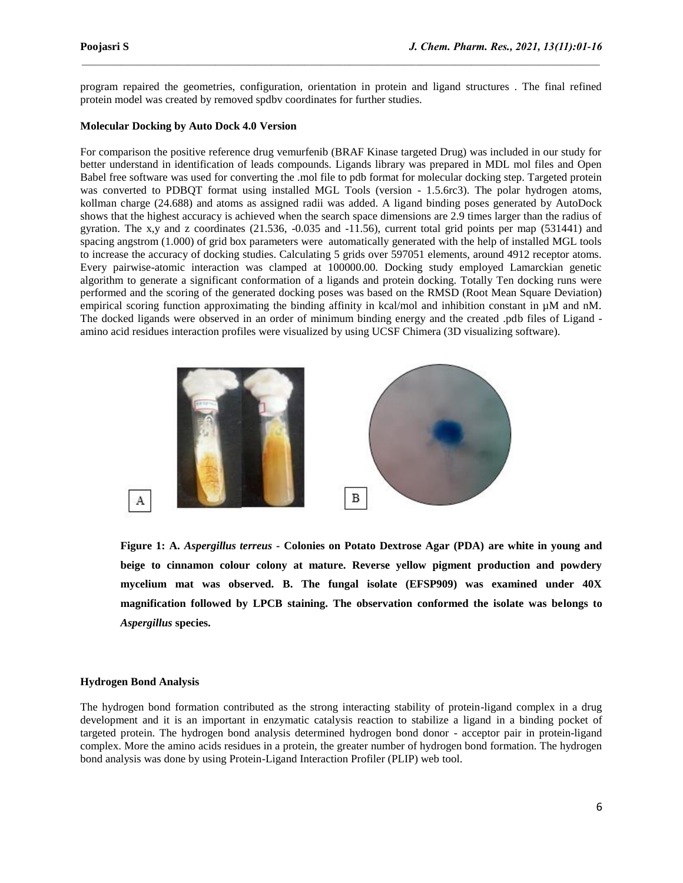program repaired the geometries, configuration, orientation in protein and ligand structures . The final refined protein model was created by removed spdbv coordinates for further studies.

**Molecular Docking by Auto Dock 4.0 Version**

For comparison the positive reference drug vemurfenib (BRAF Kinase targeted Drug) was included in our study for better understand in identification of leads compounds. Ligands library was prepared in MDL mol files and Open Babel free software was used for converting the .mol file to pdb format for molecular docking step. Targeted protein was converted to PDBQT format using installed MGL Tools (version - 1.5.6rc3). The polar hydrogen atoms, kollman charge (24.688) and atoms as assigned radii was added. A ligand binding poses generated by AutoDock shows that the highest accuracy is achieved when the search space dimensions are 2.9 times larger than the radius of gyration. The x,y and z coordinates (21.536, -0.035 and -11.56), current total grid points per map (531441) and spacing angstrom (1.000) of grid box parameters were automatically generated with the help of installed MGL tools to increase the accuracy of docking studies. Calculating 5 grids over 597051 elements, around 4912 receptor atoms. Every pairwise-atomic interaction was clamped at 100000.00. Docking study employed Lamarckian genetic algorithm to generate a significant conformation of a ligands and protein docking. Totally Ten docking runs were performed and the scoring of the generated docking poses was based on the RMSD (Root Mean Square Deviation) empirical scoring function approximating the binding affinity in kcal/mol and inhibition constant in µM and nM. The docked ligands were observed in an order of minimum binding energy and the created .pdb files of Ligand - amino acid residues interaction profiles were visualized by using UCSF Chimera (3D visualizing software).

**Figure 1: A. *Aspergillus terreus* - Colonies on Potato Dextrose Agar (PDA) are white in young and beige to cinnamon colour colony at mature. Reverse yellow pigment production and powdery mycelium mat was observed. B. The fungal isolate (EFSP909) was examined under 40X magnification followed by LPCB staining. The observation conformed the isolate was belongs to *Aspergillus* species.**

**Hydrogen Bond Analysis**

The hydrogen bond formation contributed as the strong interacting stability of protein-ligand complex in a drug development and it is an important in enzymatic catalysis reaction to stabilize a ligand in a binding pocket of targeted protein. The hydrogen bond analysis determined hydrogen bond donor - acceptor pair in protein-ligand complex. More the amino acids residues in a protein, the greater number of hydrogen bond formation. The hydrogen bond analysis was done by using Protein-Ligand Interaction Profiler (PLIP) web tool.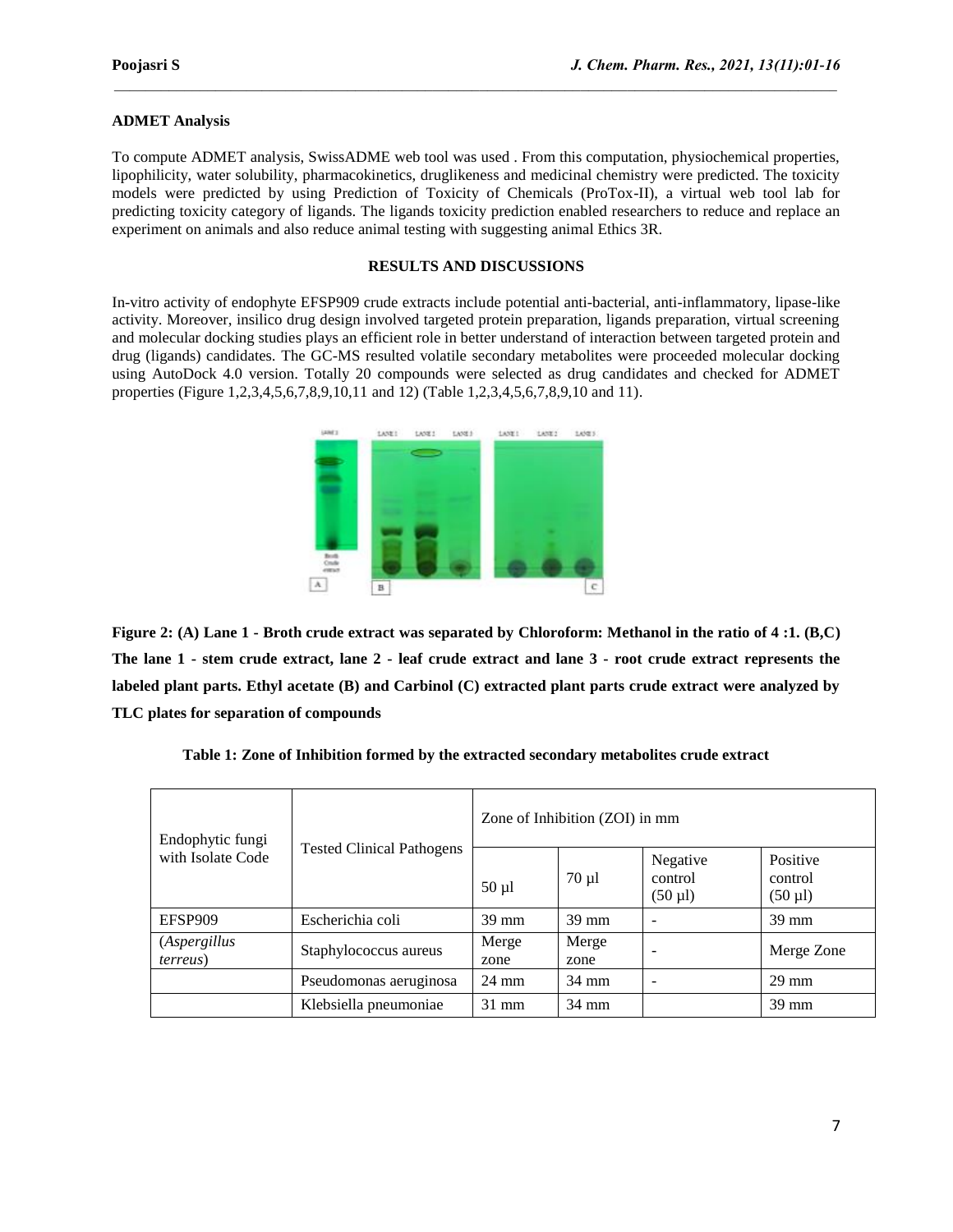## ADMET Analysis

To compute ADMET analysis, SwissADME web tool was used . From this computation, physiochemical properties, lipophilicity, water solubility, pharmacokinetics, druglikeness and medicinal chemistry were predicted. The toxicity models were predicted by using Prediction of Toxicity of Chemicals (ProTox-II), a virtual web tool lab for predicting toxicity category of ligands. The ligands toxicity prediction enabled researchers to reduce and replace an experiment on animals and also reduce animal testing with suggesting animal Ethics 3R.

## RESULTS AND DISCUSSIONS

In-vitro activity of endophyte EFSP909 crude extracts include potential anti-bacterial, anti-inflammatory, lipase-like activity. Moreover, insilico drug design involved targeted protein preparation, ligands preparation, virtual screening and molecular docking studies plays an efficient role in better understand of interaction between targeted protein and drug (ligands) candidates. The GC-MS resulted volatile secondary metabolites were proceeded molecular docking using AutoDock 4.0 version. Totally 20 compounds were selected as drug candidates and checked for ADMET properties (Figure 1,2,3,4,5,6,7,8,9,10,11 and 12) (Table 1,2,3,4,5,6,7,8,9,10 and 11).

**Figure 2: (A) Lane 1 - Broth crude extract was separated by Chloroform: Methanol in the ratio of 4 :1. (B,C) The lane 1 - stem crude extract, lane 2 - leaf crude extract and lane 3 - root crude extract represents the labeled plant parts. Ethyl acetate (B) and Carbinol (C) extracted plant parts crude extract were analyzed by TLC plates for separation of compounds**

**Table 1: Zone of Inhibition formed by the extracted secondary metabolites crude extract**

| Endophytic fungi with Isolate Code | Tested Clinical Pathogens | Zone of Inhibition (ZOI) in mm | | | |
|---|---|---|---|---|---|
| | | 50 µl | 70 µl | Negative control (50 µl) | Positive control (50 µl) |
| EFSP909 | Escherichia coli | 39 mm | 39 mm | - | 39 mm |
| (*Aspergillus terreus*) | Staphylococcus aureus | Merge zone | Merge zone | - | Merge Zone |
| | Pseudomonas aeruginosa | 24 mm | 34 mm | - | 29 mm |
| | Klebsiella pneumoniae | 31 mm | 34 mm | | 39 mm |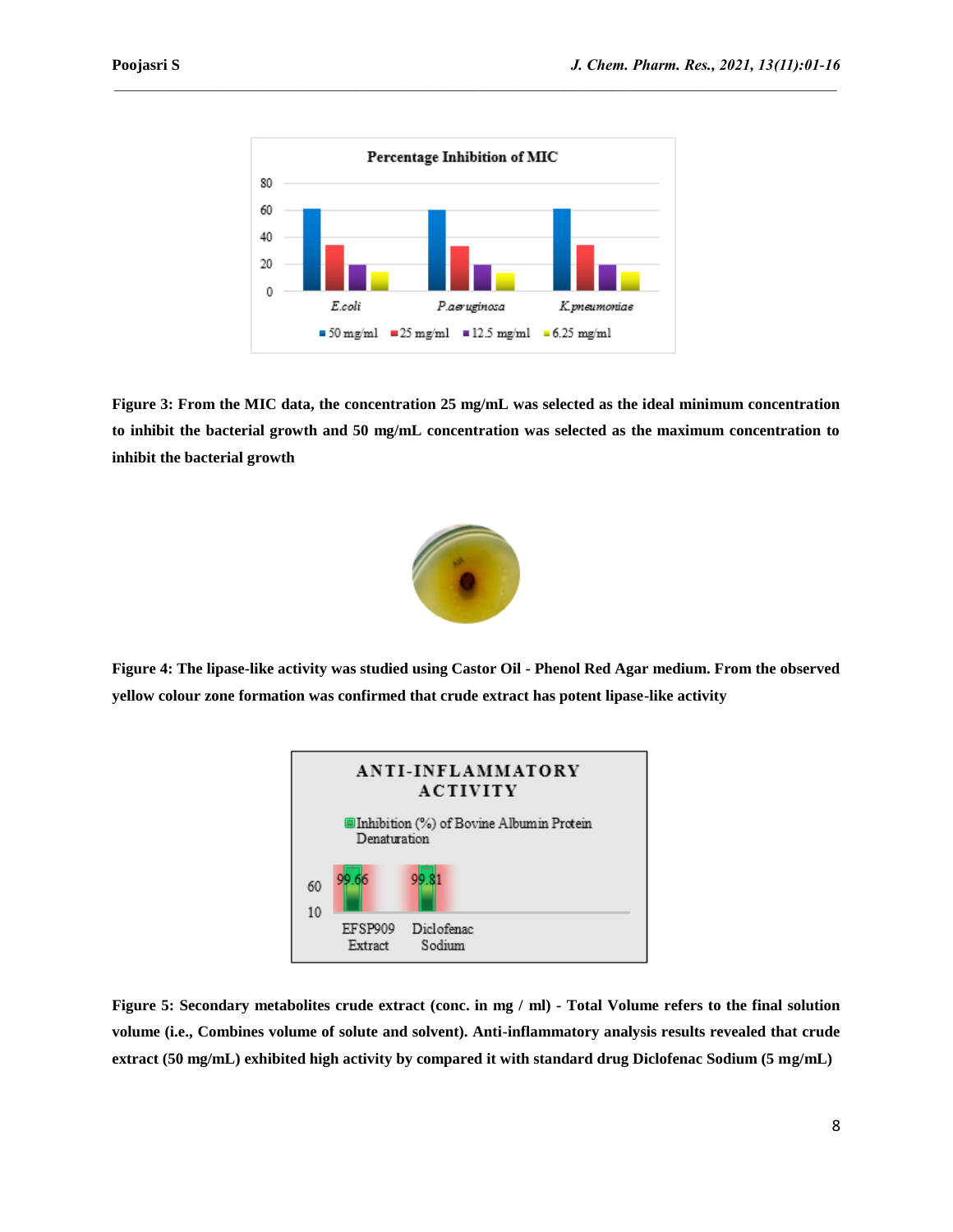**Figure 3: From the MIC data, the concentration 25 mg/mL was selected as the ideal minimum concentration to inhibit the bacterial growth and 50 mg/mL concentration was selected as the maximum concentration to inhibit the bacterial growth**

**Figure 4: The lipase-like activity was studied using Castor Oil - Phenol Red Agar medium. From the observed yellow colour zone formation was confirmed that crude extract has potent lipase-like activity**

**Figure 5: Secondary metabolites crude extract (conc. in mg / ml) - Total Volume refers to the final solution volume (i.e., Combines volume of solute and solvent). Anti-inflammatory analysis results revealed that crude extract (50 mg/mL) exhibited high activity by compared it with standard drug Diclofenac Sodium (5 mg/mL)**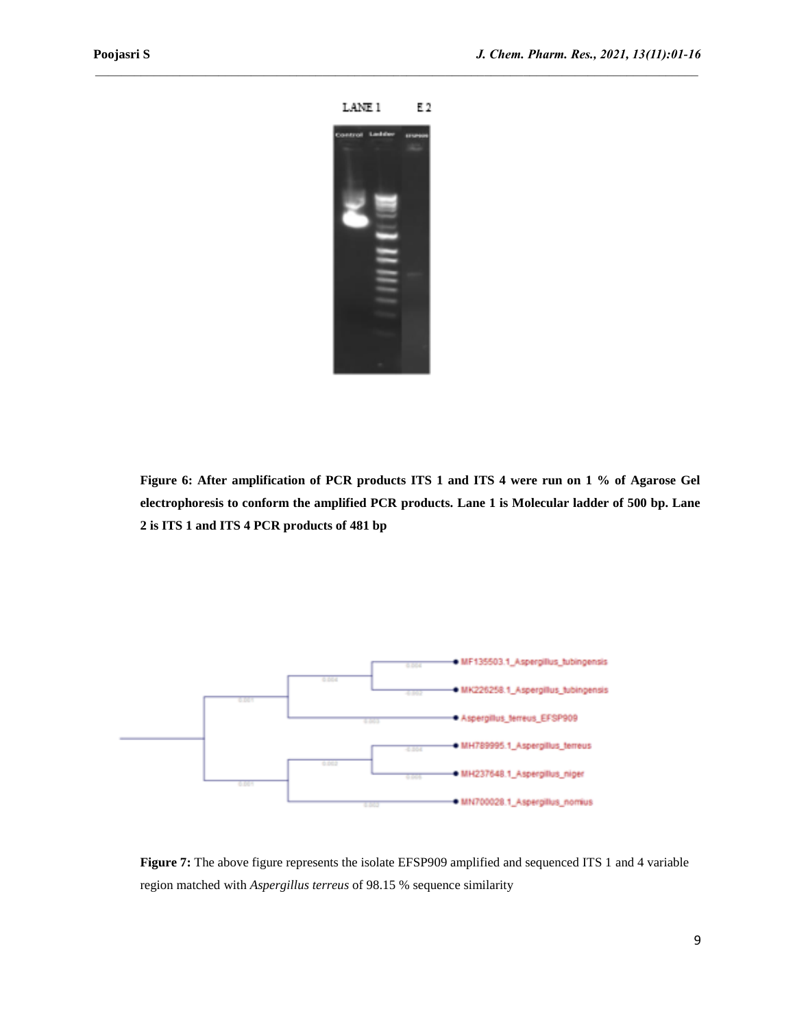**Figure 6: After amplification of PCR products ITS 1 and ITS 4 were run on 1 % of Agarose Gel electrophoresis to conform the amplified PCR products. Lane 1 is Molecular ladder of 500 bp. Lane 2 is ITS 1 and ITS 4 PCR products of 481 bp**

**Figure 7:** The above figure represents the isolate EFSP909 amplified and sequenced ITS 1 and 4 variable region matched with *Aspergillus terreus* of 98.15 % sequence similarity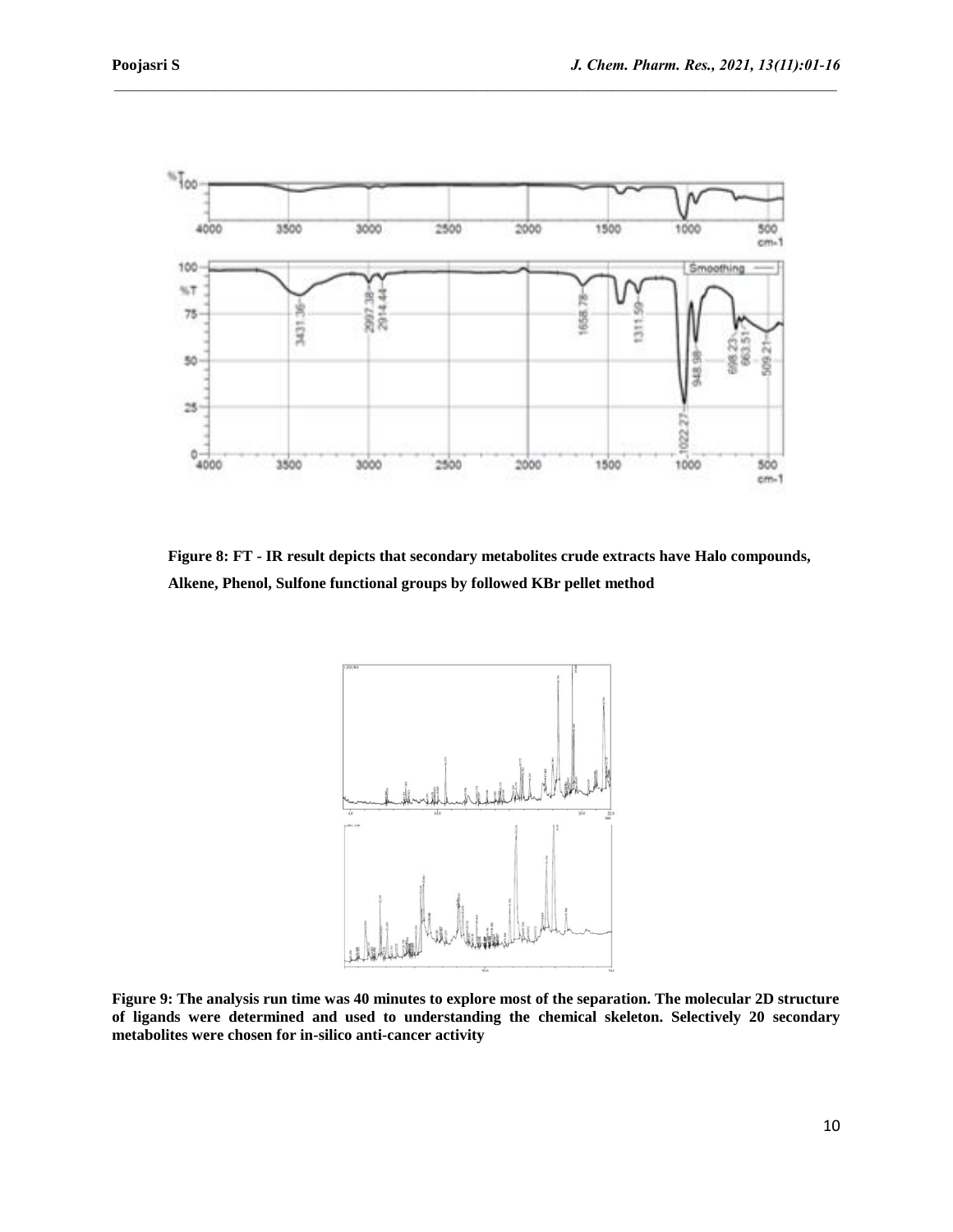**Figure 8: FT - IR result depicts that secondary metabolites crude extracts have Halo compounds, Alkene, Phenol, Sulfone functional groups by followed KBr pellet method**

**Figure 9: The analysis run time was 40 minutes to explore most of the separation. The molecular 2D structure of ligands were determined and used to understanding the chemical skeleton. Selectively 20 secondary metabolites were chosen for in-silico anti-cancer activity**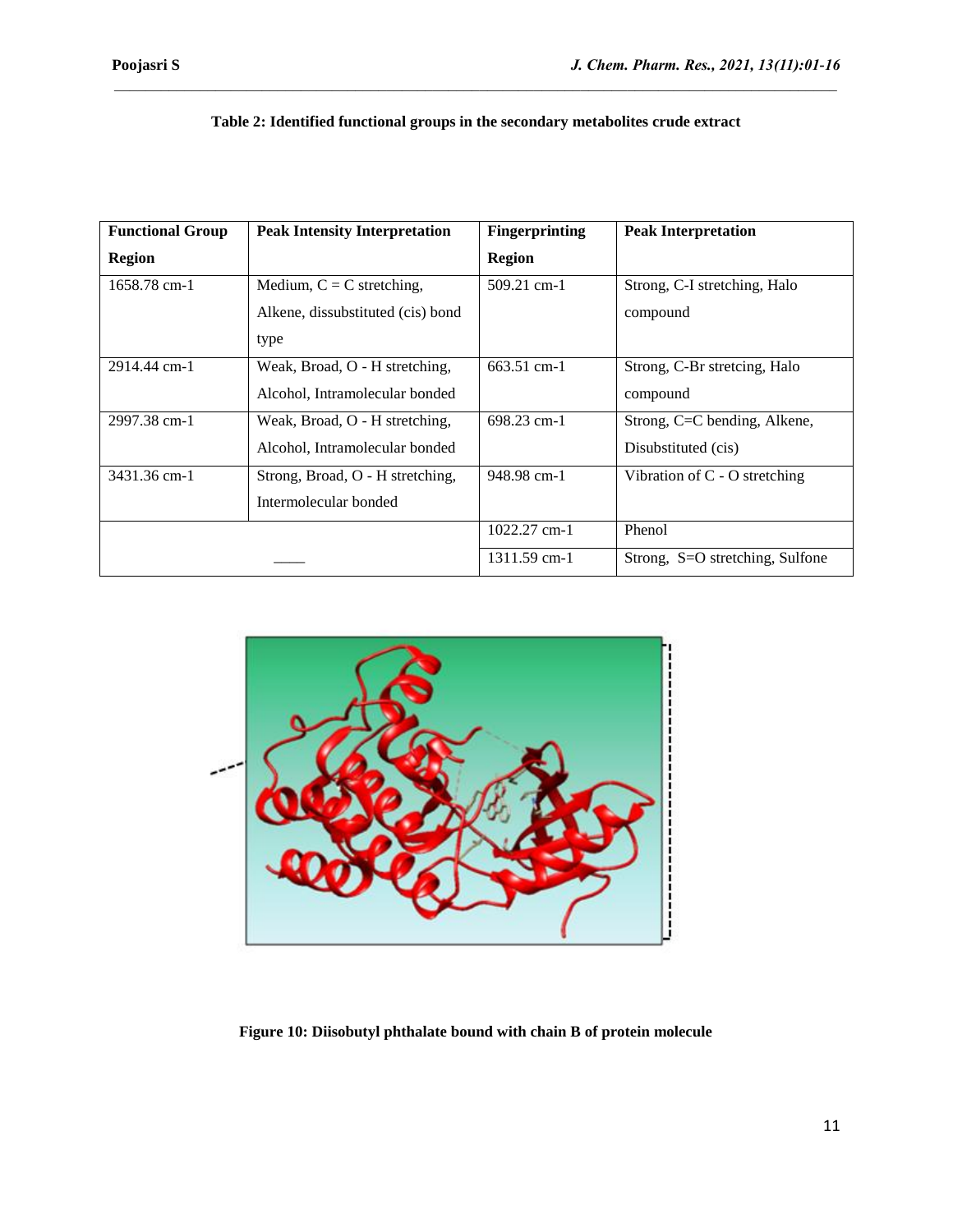**Table 2: Identified functional groups in the secondary metabolites crude extract**

| Functional Group Region | Peak Intensity Interpretation | Fingerprinting Region | Peak Interpretation |
|---|---|---|---|
| 1658.78 cm-1 | Medium, C = C stretching, Alkene, dissubstituted (cis) bond type | 509.21 cm-1 | Strong, C-I stretching, Halo compound |
| 2914.44 cm-1 | Weak, Broad, O - H stretching, Alcohol, Intramolecular bonded | 663.51 cm-1 | Strong, C-Br stretcing, Halo compound |
| 2997.38 cm-1 | Weak, Broad, O - H stretching, Alcohol, Intramolecular bonded | 698.23 cm-1 | Strong, C=C bending, Alkene, Disubstituted (cis) |
| 3431.36 cm-1 | Strong, Broad, O - H stretching, Intermolecular bonded | 948.98 cm-1 | Vibration of C - O stretching |
| —— | | 1022.27 cm-1 | Phenol |
| | | 1311.59 cm-1 | Strong, S=O stretching, Sulfone |

**Figure 10: Diisobutyl phthalate bound with chain B of protein molecule**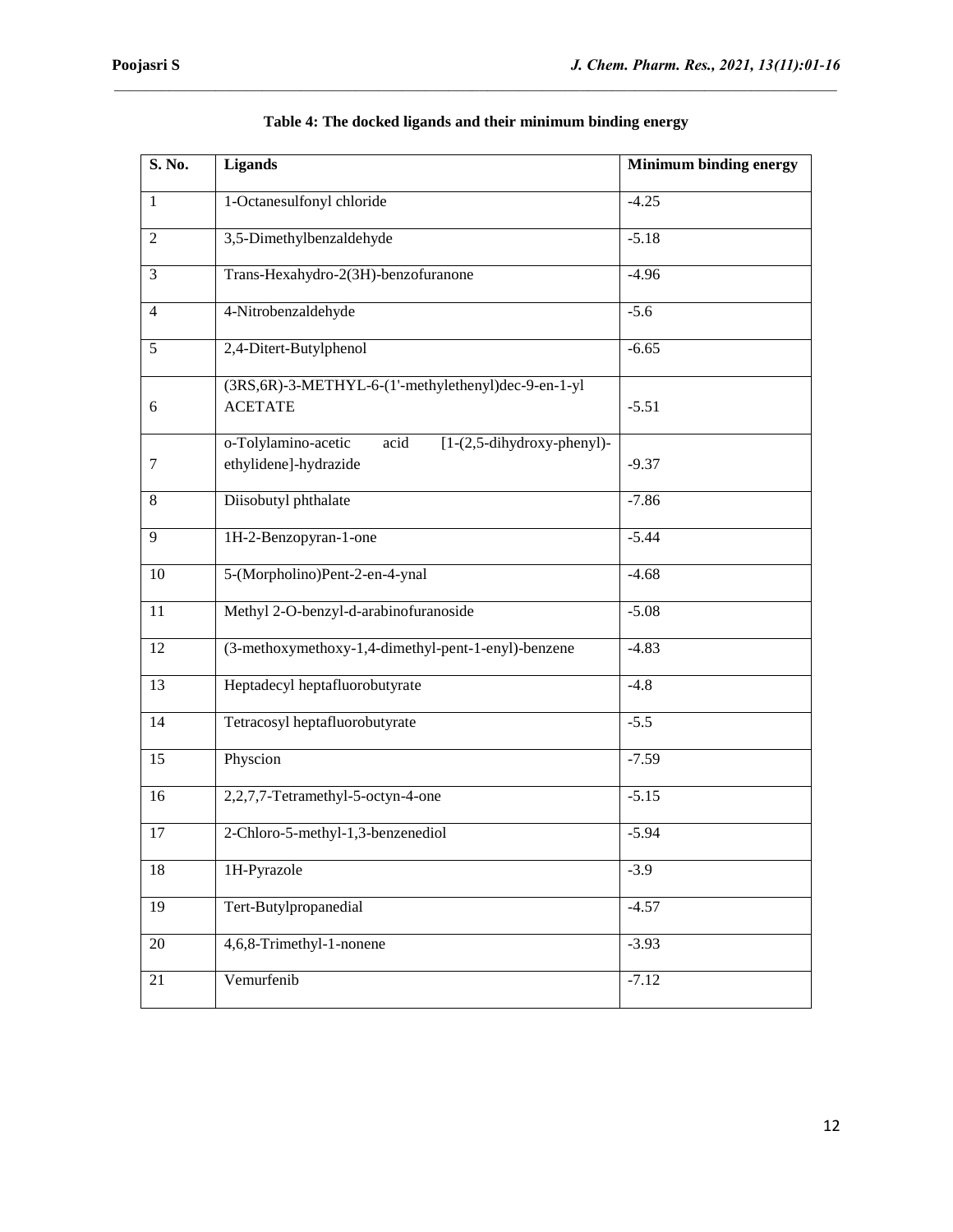**Table 4: The docked ligands and their minimum binding energy**

| S. No. | Ligands | Minimum binding energy |
|---|---|---|
| 1 | 1-Octanesulfonyl chloride | -4.25 |
| 2 | 3,5-Dimethylbenzaldehyde | -5.18 |
| 3 | Trans-Hexahydro-2(3H)-benzofuranone | -4.96 |
| 4 | 4-Nitrobenzaldehyde | -5.6 |
| 5 | 2,4-Ditert-Butylphenol | -6.65 |
| 6 | (3RS,6R)-3-METHYL-6-(1'-methylethenyl)dec-9-en-1-yl ACETATE | -5.51 |
| 7 | o-Tolylamino-acetic acid [1-(2,5-dihydroxy-phenyl)-ethylidene]-hydrazide | -9.37 |
| 8 | Diisobutyl phthalate | -7.86 |
| 9 | 1H-2-Benzopyran-1-one | -5.44 |
| 10 | 5-(Morpholino)Pent-2-en-4-ynal | -4.68 |
| 11 | Methyl 2-O-benzyl-d-arabinofuranoside | -5.08 |
| 12 | (3-methoxymethoxy-1,4-dimethyl-pent-1-enyl)-benzene | -4.83 |
| 13 | Heptadecyl heptafluorobutyrate | -4.8 |
| 14 | Tetracosyl heptafluorobutyrate | -5.5 |
| 15 | Physcion | -7.59 |
| 16 | 2,2,7,7-Tetramethyl-5-octyn-4-one | -5.15 |
| 17 | 2-Chloro-5-methyl-1,3-benzenediol | -5.94 |
| 18 | 1H-Pyrazole | -3.9 |
| 19 | Tert-Butylpropanedial | -4.57 |
| 20 | 4,6,8-Trimethyl-1-nonene | -3.93 |
| 21 | Vemurfenib | -7.12 |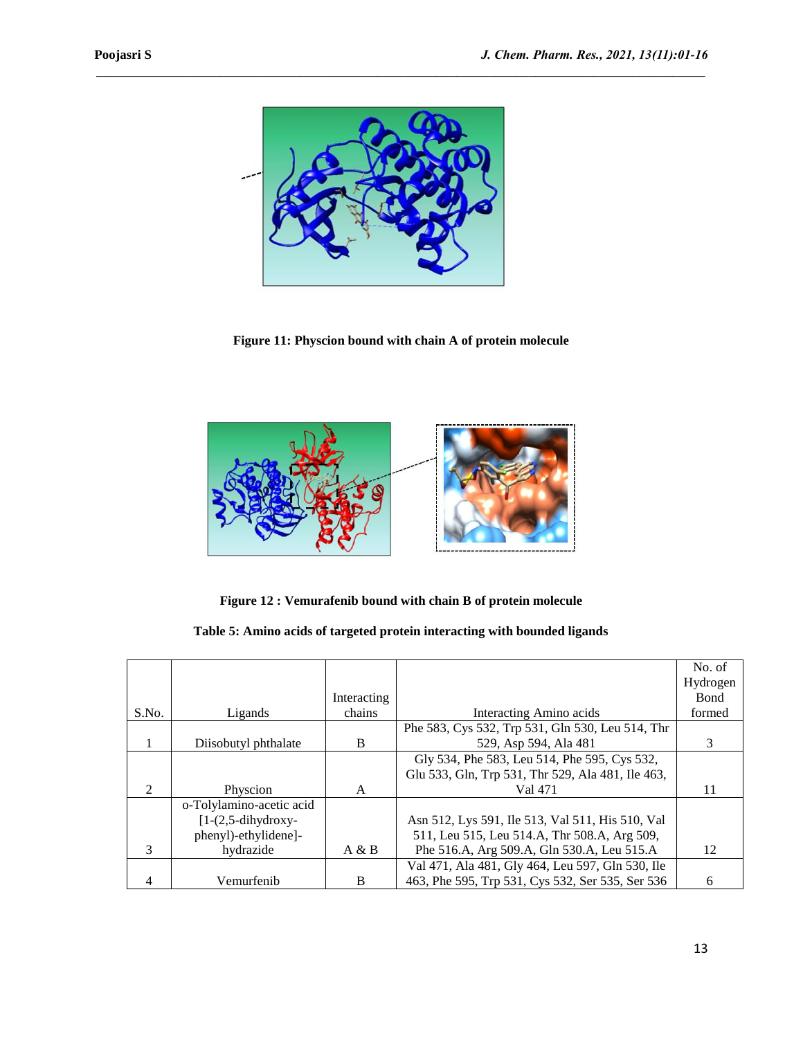**Figure 11: Physcion bound with chain A of protein molecule**

**Figure 12 : Vemurafenib bound with chain B of protein molecule**

**Table 5: Amino acids of targeted protein interacting with bounded ligands**

| S.No. | Ligands | Interacting chains | Interacting Amino acids | No. of Hydrogen Bond formed |
|---|---|---|---|---|
| 1 | Diisobutyl phthalate | B | Phe 583, Cys 532, Trp 531, Gln 530, Leu 514, Thr 529, Asp 594, Ala 481 | 3 |
| 2 | Physcion | A | Gly 534, Phe 583, Leu 514, Phe 595, Cys 532, Glu 533, Gln, Trp 531, Thr 529, Ala 481, Ile 463, Val 471 | 11 |
| 3 | o-Tolylamino-acetic acid [1-(2,5-dihydroxy-phenyl)-ethylidene]-hydrazide | A & B | Asn 512, Lys 591, Ile 513, Val 511, His 510, Val 511, Leu 515, Leu 514.A, Thr 508.A, Arg 509, Phe 516.A, Arg 509.A, Gln 530.A, Leu 515.A | 12 |
| 4 | Vemurfenib | B | Val 471, Ala 481, Gly 464, Leu 597, Gln 530, Ile 463, Phe 595, Trp 531, Cys 532, Ser 535, Ser 536 | 6 |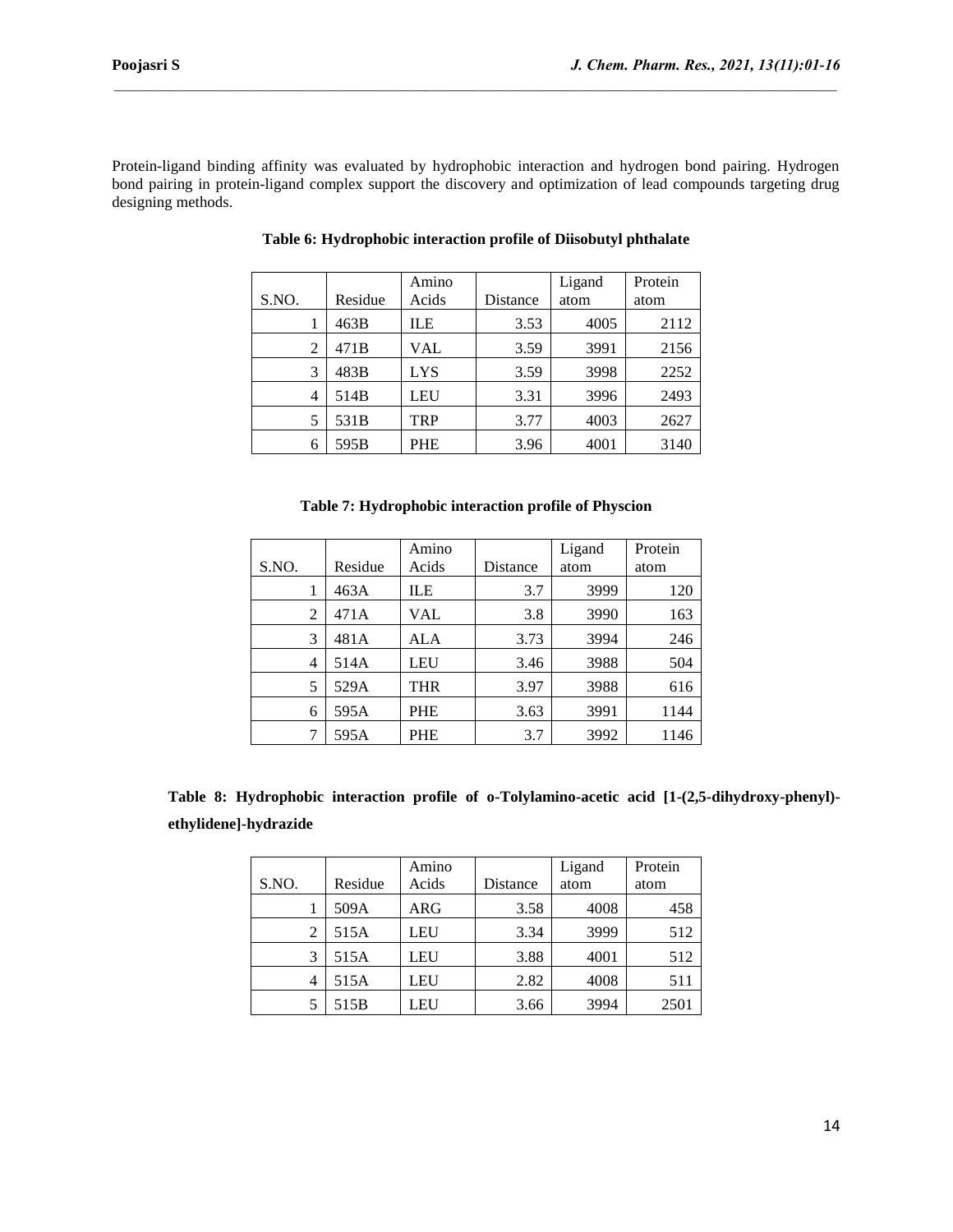Protein-ligand binding affinity was evaluated by hydrophobic interaction and hydrogen bond pairing. Hydrogen bond pairing in protein-ligand complex support the discovery and optimization of lead compounds targeting drug designing methods.

**Table 6: Hydrophobic interaction profile of Diisobutyl phthalate**

| S.NO. | Residue | Amino Acids | Distance | Ligand atom | Protein atom |
|---|---|---|---|---|---|
| 1 | 463B | ILE | 3.53 | 4005 | 2112 |
| 2 | 471B | VAL | 3.59 | 3991 | 2156 |
| 3 | 483B | LYS | 3.59 | 3998 | 2252 |
| 4 | 514B | LEU | 3.31 | 3996 | 2493 |
| 5 | 531B | TRP | 3.77 | 4003 | 2627 |
| 6 | 595B | PHE | 3.96 | 4001 | 3140 |

**Table 7: Hydrophobic interaction profile of Physcion**

| S.NO. | Residue | Amino Acids | Distance | Ligand atom | Protein atom |
|---|---|---|---|---|---|
| 1 | 463A | ILE | 3.7 | 3999 | 120 |
| 2 | 471A | VAL | 3.8 | 3990 | 163 |
| 3 | 481A | ALA | 3.73 | 3994 | 246 |
| 4 | 514A | LEU | 3.46 | 3988 | 504 |
| 5 | 529A | THR | 3.97 | 3988 | 616 |
| 6 | 595A | PHE | 3.63 | 3991 | 1144 |
| 7 | 595A | PHE | 3.7 | 3992 | 1146 |

**Table 8: Hydrophobic interaction profile of o-Tolylamino-acetic acid [1-(2,5-dihydroxy-phenyl)-ethylidene]-hydrazide**

| S.NO. | Residue | Amino Acids | Distance | Ligand atom | Protein atom |
|---|---|---|---|---|---|
| 1 | 509A | ARG | 3.58 | 4008 | 458 |
| 2 | 515A | LEU | 3.34 | 3999 | 512 |
| 3 | 515A | LEU | 3.88 | 4001 | 512 |
| 4 | 515A | LEU | 2.82 | 4008 | 511 |
| 5 | 515B | LEU | 3.66 | 3994 | 2501 |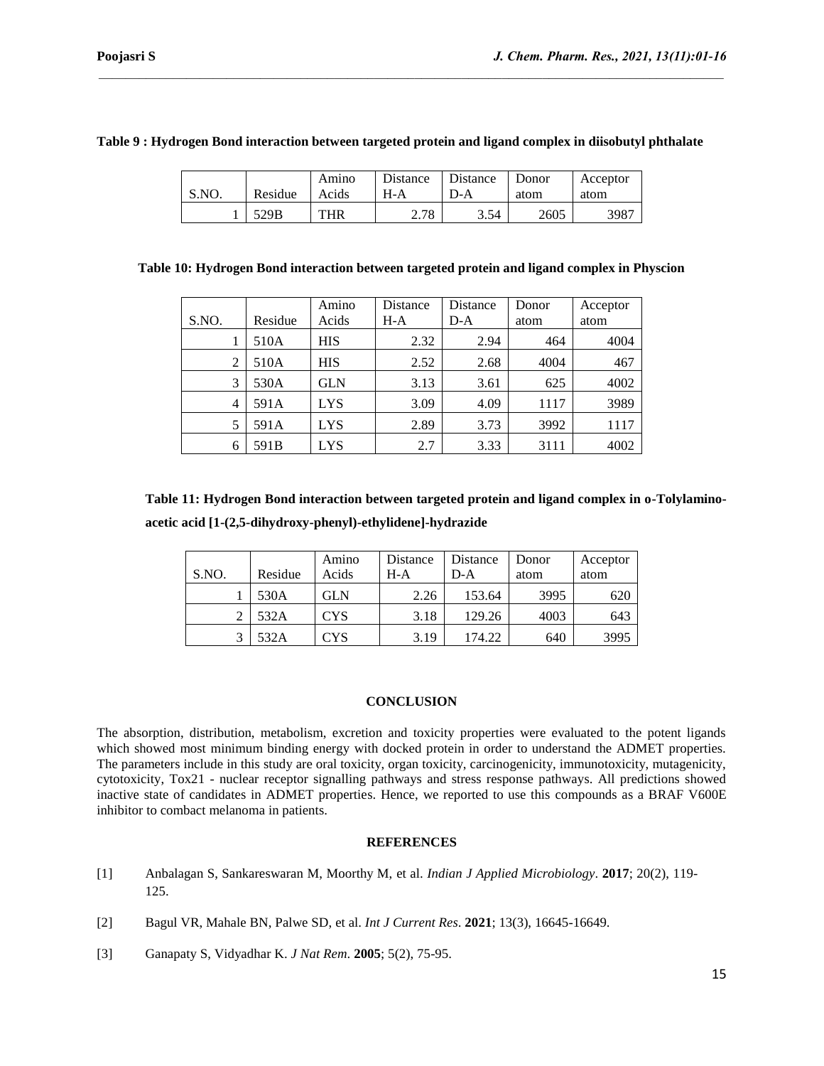**Table 9 : Hydrogen Bond interaction between targeted protein and ligand complex in diisobutyl phthalate**

| S.NO. | Residue | Amino Acids | Distance H-A | Distance D-A | Donor atom | Acceptor atom |
|---|---|---|---|---|---|---|
| 1 | 529B | THR | 2.78 | 3.54 | 2605 | 3987 |

**Table 10: Hydrogen Bond interaction between targeted protein and ligand complex in Physcion**

| S.NO. | Residue | Amino Acids | Distance H-A | Distance D-A | Donor atom | Acceptor atom |
|---|---|---|---|---|---|---|
| 1 | 510A | HIS | 2.32 | 2.94 | 464 | 4004 |
| 2 | 510A | HIS | 2.52 | 2.68 | 4004 | 467 |
| 3 | 530A | GLN | 3.13 | 3.61 | 625 | 4002 |
| 4 | 591A | LYS | 3.09 | 4.09 | 1117 | 3989 |
| 5 | 591A | LYS | 2.89 | 3.73 | 3992 | 1117 |
| 6 | 591B | LYS | 2.7 | 3.33 | 3111 | 4002 |

**Table 11: Hydrogen Bond interaction between targeted protein and ligand complex in o-Tolylamino-acetic acid [1-(2,5-dihydroxy-phenyl)-ethylidene]-hydrazide**

| S.NO. | Residue | Amino Acids | Distance H-A | Distance D-A | Donor atom | Acceptor atom |
|---|---|---|---|---|---|---|
| 1 | 530A | GLN | 2.26 | 153.64 | 3995 | 620 |
| 2 | 532A | CYS | 3.18 | 129.26 | 4003 | 643 |
| 3 | 532A | CYS | 3.19 | 174.22 | 640 | 3995 |

## CONCLUSION

The absorption, distribution, metabolism, excretion and toxicity properties were evaluated to the potent ligands which showed most minimum binding energy with docked protein in order to understand the ADMET properties. The parameters include in this study are oral toxicity, organ toxicity, carcinogenicity, immunotoxicity, mutagenicity, cytotoxicity, Tox21 - nuclear receptor signalling pathways and stress response pathways. All predictions showed inactive state of candidates in ADMET properties. Hence, we reported to use this compounds as a BRAF V600E inhibitor to combact melanoma in patients.

## REFERENCES

[1] Anbalagan S, Sankareswaran M, Moorthy M, et al. *Indian J Applied Microbiology*. **2017**; 20(2), 119-125.

[2] Bagul VR, Mahale BN, Palwe SD, et al. *Int J Current Res*. **2021**; 13(3), 16645-16649.

[3] Ganapaty S, Vidyadhar K. *J Nat Rem*. **2005**; 5(2), 75-95.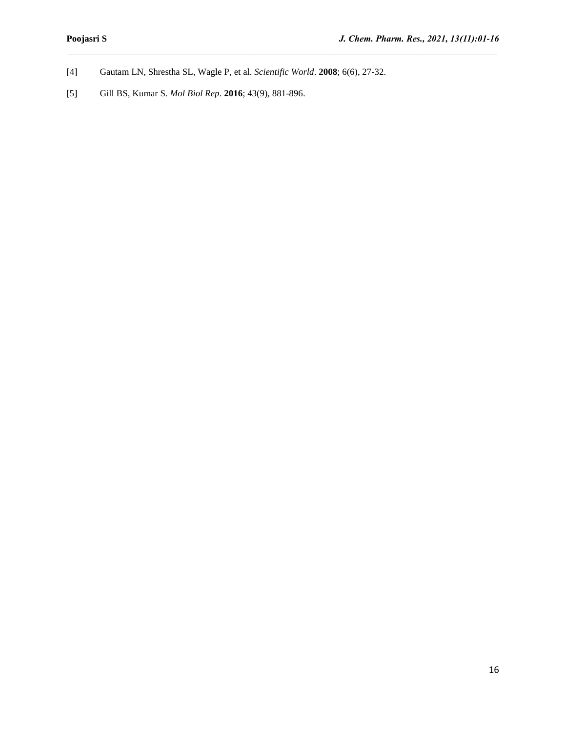[4] Gautam LN, Shrestha SL, Wagle P, et al. *Scientific World*. **2008**; 6(6), 27-32.

[5] Gill BS, Kumar S. *Mol Biol Rep*. **2016**; 43(9), 881-896.